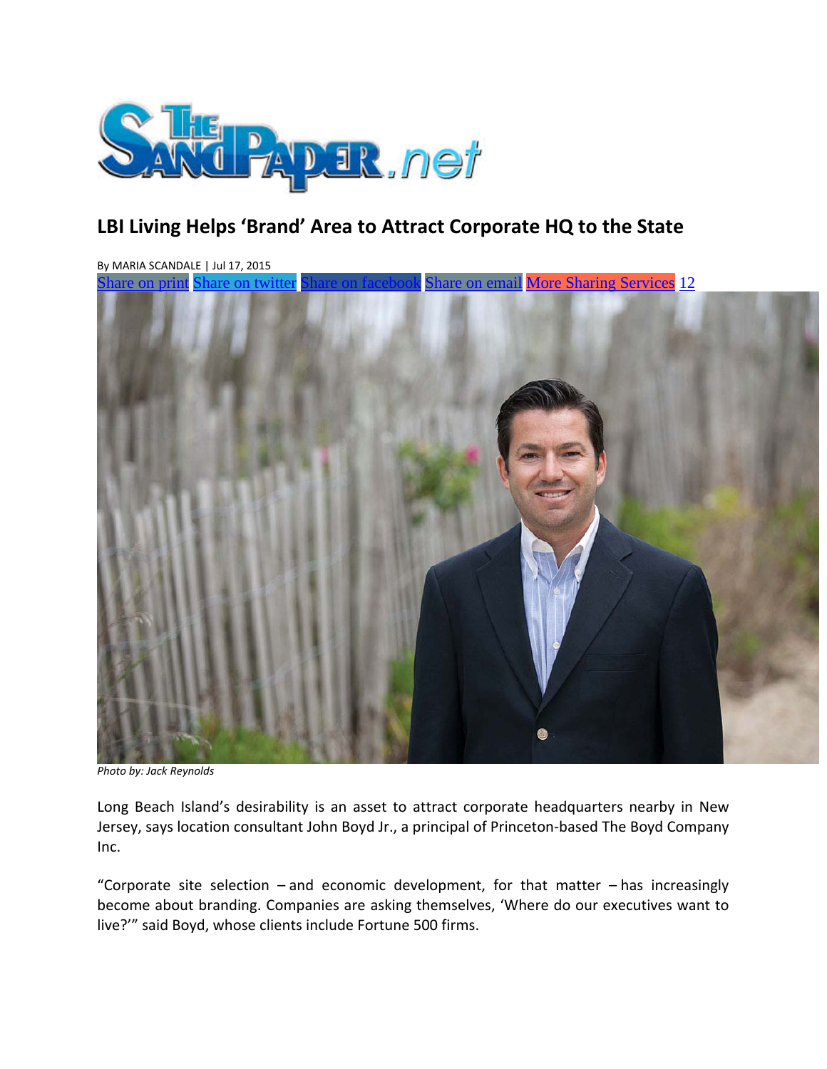# LBI Living Helps 'Brand' Area to Attract Corporate HQ to the State

By MARIA SCANDALE | Jul 17, 2015

Share on print Share on twitter Share on facebook Share on email More Sharing Services 12

*Photo by: Jack Reynolds*

Long Beach Island's desirability is an asset to attract corporate headquarters nearby in New Jersey, says location consultant John Boyd Jr., a principal of Princeton-based The Boyd Company Inc.

"Corporate site selection – and economic development, for that matter – has increasingly become about branding. Companies are asking themselves, 'Where do our executives want to live?'" said Boyd, whose clients include Fortune 500 firms.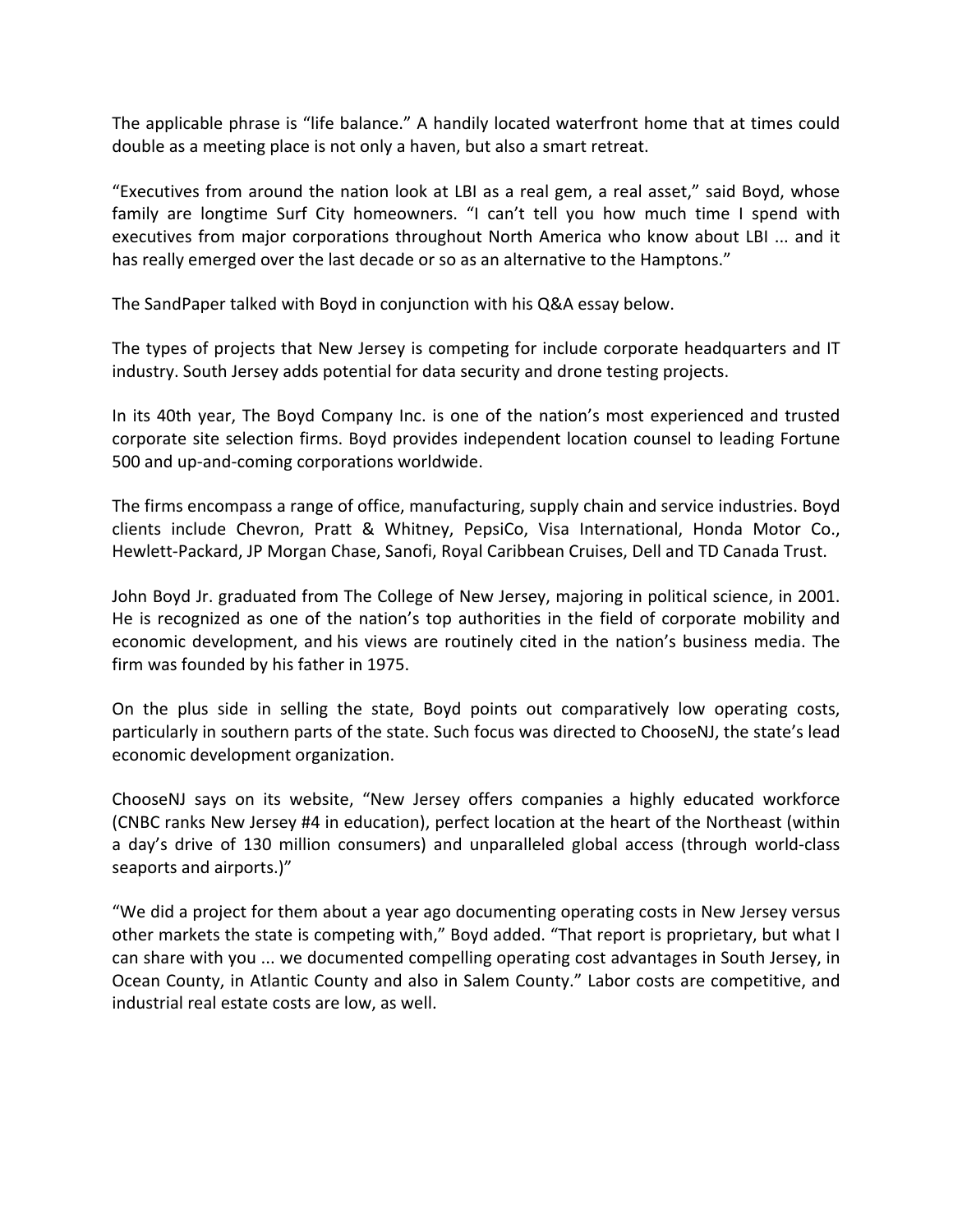The applicable phrase is "life balance." A handily located waterfront home that at times could double as a meeting place is not only a haven, but also a smart retreat.

"Executives from around the nation look at LBI as a real gem, a real asset," said Boyd, whose family are longtime Surf City homeowners. "I can't tell you how much time I spend with executives from major corporations throughout North America who know about LBI ... and it has really emerged over the last decade or so as an alternative to the Hamptons."

The SandPaper talked with Boyd in conjunction with his Q&A essay below.

The types of projects that New Jersey is competing for include corporate headquarters and IT industry. South Jersey adds potential for data security and drone testing projects.

In its 40th year, The Boyd Company Inc. is one of the nation's most experienced and trusted corporate site selection firms. Boyd provides independent location counsel to leading Fortune 500 and up-and-coming corporations worldwide.

The firms encompass a range of office, manufacturing, supply chain and service industries. Boyd clients include Chevron, Pratt & Whitney, PepsiCo, Visa International, Honda Motor Co., Hewlett-Packard, JP Morgan Chase, Sanofi, Royal Caribbean Cruises, Dell and TD Canada Trust.

John Boyd Jr. graduated from The College of New Jersey, majoring in political science, in 2001. He is recognized as one of the nation's top authorities in the field of corporate mobility and economic development, and his views are routinely cited in the nation's business media. The firm was founded by his father in 1975.

On the plus side in selling the state, Boyd points out comparatively low operating costs, particularly in southern parts of the state. Such focus was directed to ChooseNJ, the state's lead economic development organization.

ChooseNJ says on its website, "New Jersey offers companies a highly educated workforce (CNBC ranks New Jersey #4 in education), perfect location at the heart of the Northeast (within a day's drive of 130 million consumers) and unparalleled global access (through world-class seaports and airports.)"

"We did a project for them about a year ago documenting operating costs in New Jersey versus other markets the state is competing with," Boyd added. "That report is proprietary, but what I can share with you ... we documented compelling operating cost advantages in South Jersey, in Ocean County, in Atlantic County and also in Salem County." Labor costs are competitive, and industrial real estate costs are low, as well.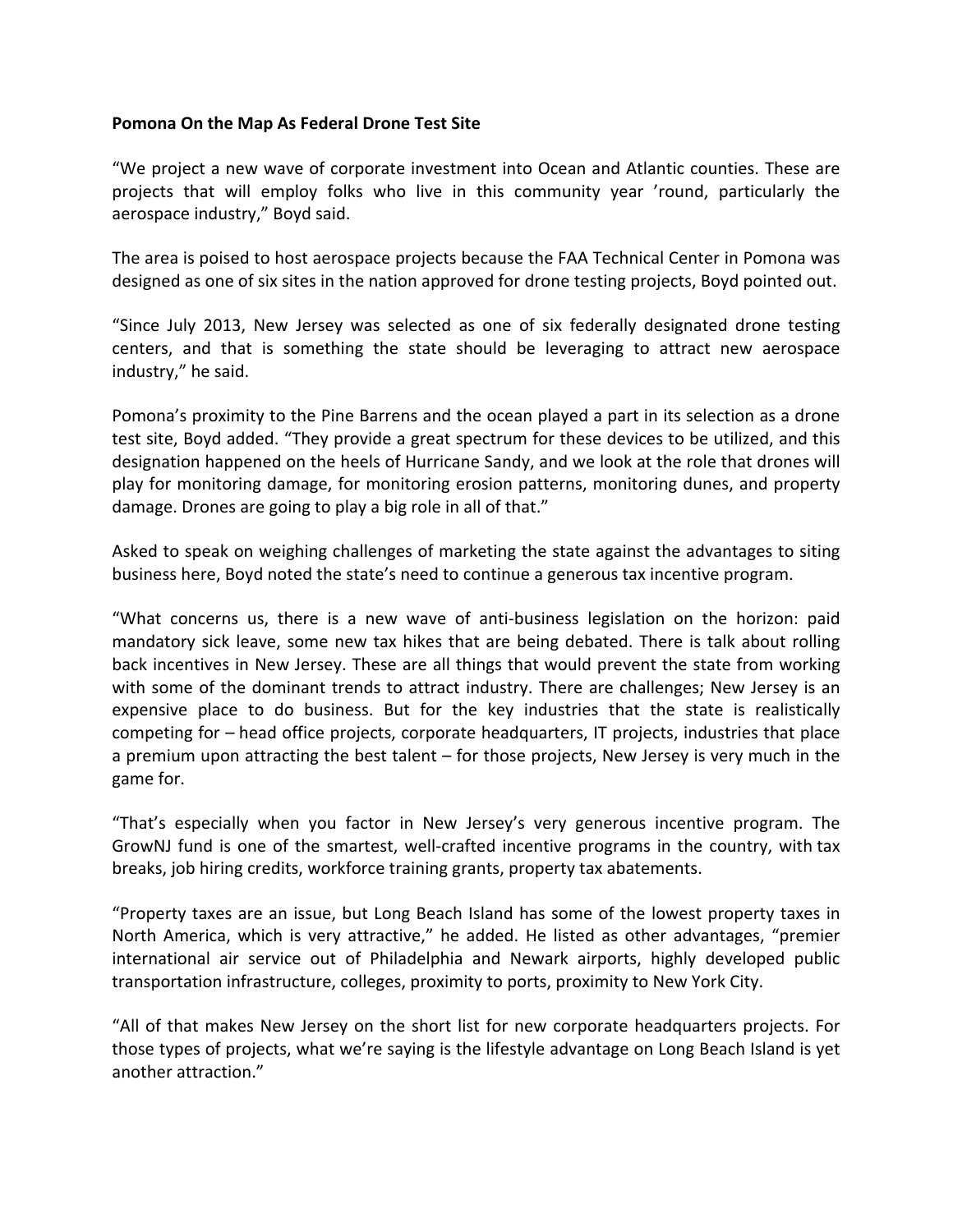**Pomona On the Map As Federal Drone Test Site**

"We project a new wave of corporate investment into Ocean and Atlantic counties. These are projects that will employ folks who live in this community year 'round, particularly the aerospace industry," Boyd said.

The area is poised to host aerospace projects because the FAA Technical Center in Pomona was designed as one of six sites in the nation approved for drone testing projects, Boyd pointed out.

"Since July 2013, New Jersey was selected as one of six federally designated drone testing centers, and that is something the state should be leveraging to attract new aerospace industry," he said.

Pomona's proximity to the Pine Barrens and the ocean played a part in its selection as a drone test site, Boyd added. "They provide a great spectrum for these devices to be utilized, and this designation happened on the heels of Hurricane Sandy, and we look at the role that drones will play for monitoring damage, for monitoring erosion patterns, monitoring dunes, and property damage. Drones are going to play a big role in all of that."

Asked to speak on weighing challenges of marketing the state against the advantages to siting business here, Boyd noted the state's need to continue a generous tax incentive program.

"What concerns us, there is a new wave of anti-business legislation on the horizon: paid mandatory sick leave, some new tax hikes that are being debated. There is talk about rolling back incentives in New Jersey. These are all things that would prevent the state from working with some of the dominant trends to attract industry. There are challenges; New Jersey is an expensive place to do business. But for the key industries that the state is realistically competing for – head office projects, corporate headquarters, IT projects, industries that place a premium upon attracting the best talent – for those projects, New Jersey is very much in the game for.

"That's especially when you factor in New Jersey's very generous incentive program. The GrowNJ fund is one of the smartest, well-crafted incentive programs in the country, with tax breaks, job hiring credits, workforce training grants, property tax abatements.

"Property taxes are an issue, but Long Beach Island has some of the lowest property taxes in North America, which is very attractive," he added. He listed as other advantages, "premier international air service out of Philadelphia and Newark airports, highly developed public transportation infrastructure, colleges, proximity to ports, proximity to New York City.

"All of that makes New Jersey on the short list for new corporate headquarters projects. For those types of projects, what we're saying is the lifestyle advantage on Long Beach Island is yet another attraction."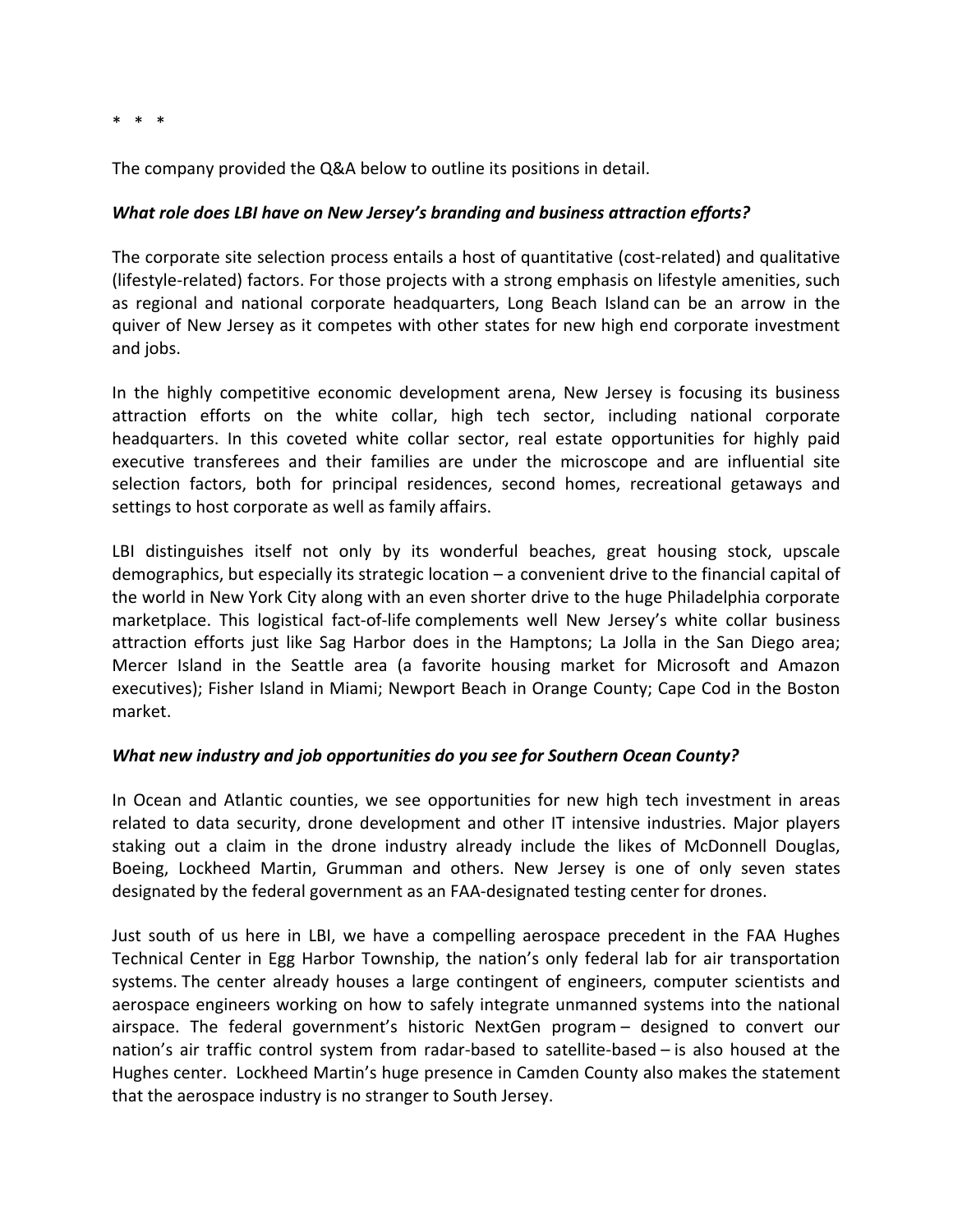\* \* \*

The company provided the Q&A below to outline its positions in detail.

***What role does LBI have on New Jersey's branding and business attraction efforts?***

The corporate site selection process entails a host of quantitative (cost-related) and qualitative (lifestyle-related) factors. For those projects with a strong emphasis on lifestyle amenities, such as regional and national corporate headquarters, Long Beach Island can be an arrow in the quiver of New Jersey as it competes with other states for new high end corporate investment and jobs.

In the highly competitive economic development arena, New Jersey is focusing its business attraction efforts on the white collar, high tech sector, including national corporate headquarters. In this coveted white collar sector, real estate opportunities for highly paid executive transferees and their families are under the microscope and are influential site selection factors, both for principal residences, second homes, recreational getaways and settings to host corporate as well as family affairs.

LBI distinguishes itself not only by its wonderful beaches, great housing stock, upscale demographics, but especially its strategic location – a convenient drive to the financial capital of the world in New York City along with an even shorter drive to the huge Philadelphia corporate marketplace. This logistical fact-of-life complements well New Jersey's white collar business attraction efforts just like Sag Harbor does in the Hamptons; La Jolla in the San Diego area; Mercer Island in the Seattle area (a favorite housing market for Microsoft and Amazon executives); Fisher Island in Miami; Newport Beach in Orange County; Cape Cod in the Boston market.

***What new industry and job opportunities do you see for Southern Ocean County?***

In Ocean and Atlantic counties, we see opportunities for new high tech investment in areas related to data security, drone development and other IT intensive industries. Major players staking out a claim in the drone industry already include the likes of McDonnell Douglas, Boeing, Lockheed Martin, Grumman and others. New Jersey is one of only seven states designated by the federal government as an FAA-designated testing center for drones.

Just south of us here in LBI, we have a compelling aerospace precedent in the FAA Hughes Technical Center in Egg Harbor Township, the nation's only federal lab for air transportation systems. The center already houses a large contingent of engineers, computer scientists and aerospace engineers working on how to safely integrate unmanned systems into the national airspace. The federal government's historic NextGen program – designed to convert our nation's air traffic control system from radar-based to satellite-based – is also housed at the Hughes center. Lockheed Martin's huge presence in Camden County also makes the statement that the aerospace industry is no stranger to South Jersey.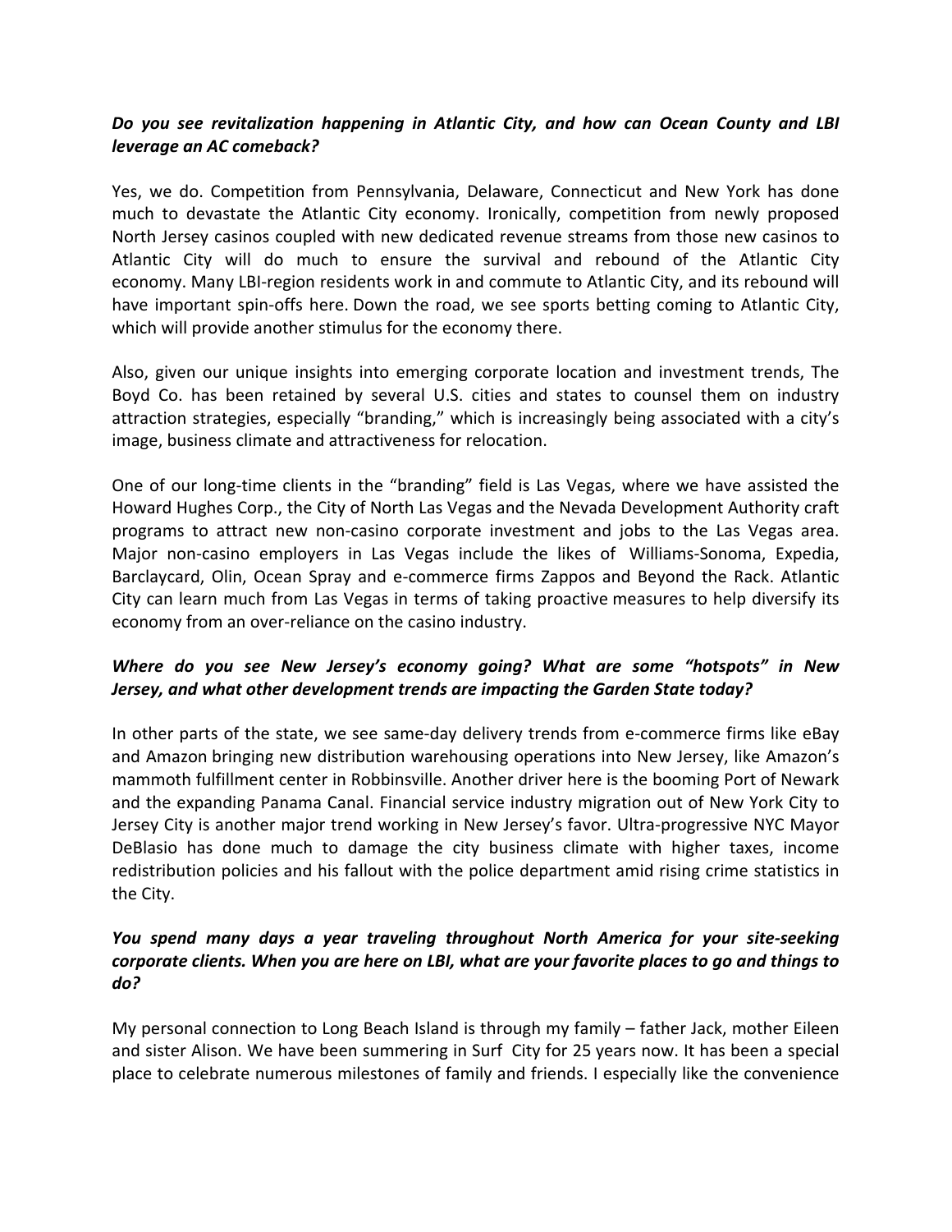***Do you see revitalization happening in Atlantic City, and how can Ocean County and LBI leverage an AC comeback?***

Yes, we do. Competition from Pennsylvania, Delaware, Connecticut and New York has done much to devastate the Atlantic City economy. Ironically, competition from newly proposed North Jersey casinos coupled with new dedicated revenue streams from those new casinos to Atlantic City will do much to ensure the survival and rebound of the Atlantic City economy. Many LBI-region residents work in and commute to Atlantic City, and its rebound will have important spin-offs here. Down the road, we see sports betting coming to Atlantic City, which will provide another stimulus for the economy there.

Also, given our unique insights into emerging corporate location and investment trends, The Boyd Co. has been retained by several U.S. cities and states to counsel them on industry attraction strategies, especially "branding," which is increasingly being associated with a city's image, business climate and attractiveness for relocation.

One of our long-time clients in the "branding" field is Las Vegas, where we have assisted the Howard Hughes Corp., the City of North Las Vegas and the Nevada Development Authority craft programs to attract new non-casino corporate investment and jobs to the Las Vegas area. Major non-casino employers in Las Vegas include the likes of Williams-Sonoma, Expedia, Barclaycard, Olin, Ocean Spray and e-commerce firms Zappos and Beyond the Rack. Atlantic City can learn much from Las Vegas in terms of taking proactive measures to help diversify its economy from an over-reliance on the casino industry.

***Where do you see New Jersey's economy going? What are some "hotspots" in New Jersey, and what other development trends are impacting the Garden State today?***

In other parts of the state, we see same-day delivery trends from e-commerce firms like eBay and Amazon bringing new distribution warehousing operations into New Jersey, like Amazon's mammoth fulfillment center in Robbinsville. Another driver here is the booming Port of Newark and the expanding Panama Canal. Financial service industry migration out of New York City to Jersey City is another major trend working in New Jersey's favor. Ultra-progressive NYC Mayor DeBlasio has done much to damage the city business climate with higher taxes, income redistribution policies and his fallout with the police department amid rising crime statistics in the City.

***You spend many days a year traveling throughout North America for your site-seeking corporate clients. When you are here on LBI, what are your favorite places to go and things to do?***

My personal connection to Long Beach Island is through my family – father Jack, mother Eileen and sister Alison. We have been summering in Surf City for 25 years now. It has been a special place to celebrate numerous milestones of family and friends. I especially like the convenience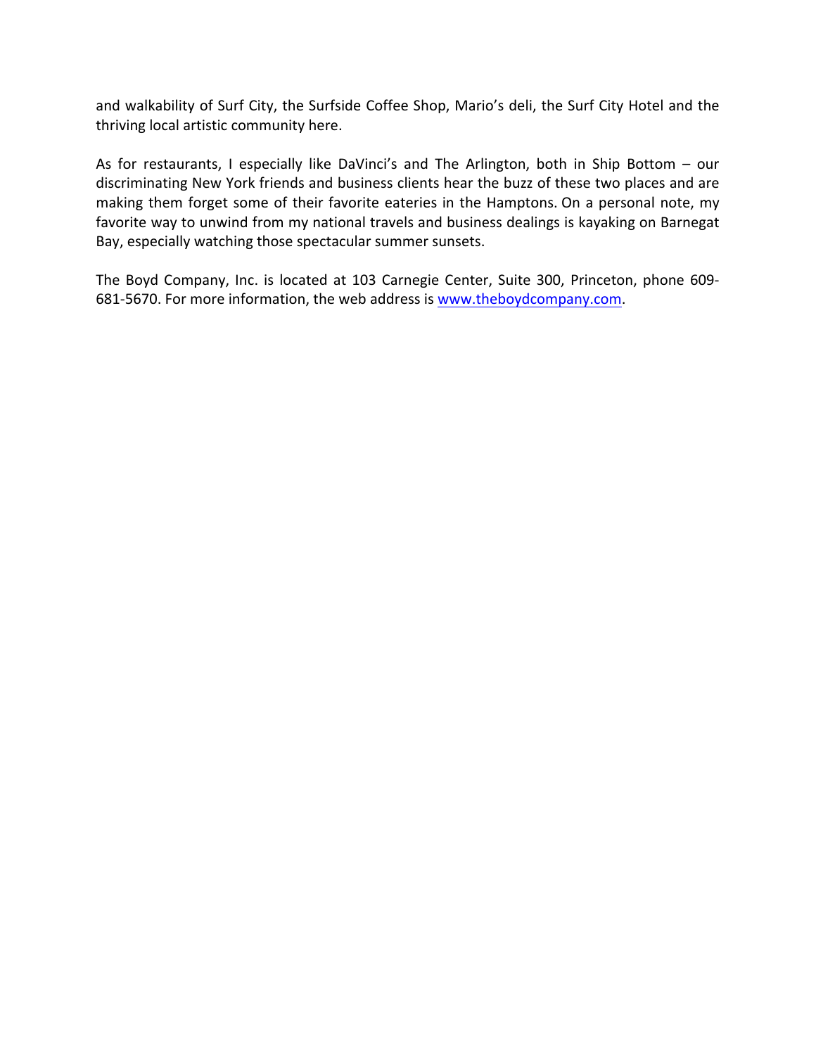and walkability of Surf City, the Surfside Coffee Shop, Mario's deli, the Surf City Hotel and the thriving local artistic community here.

As for restaurants, I especially like DaVinci's and The Arlington, both in Ship Bottom – our discriminating New York friends and business clients hear the buzz of these two places and are making them forget some of their favorite eateries in the Hamptons. On a personal note, my favorite way to unwind from my national travels and business dealings is kayaking on Barnegat Bay, especially watching those spectacular summer sunsets.

The Boyd Company, Inc. is located at 103 Carnegie Center, Suite 300, Princeton, phone 609-681-5670. For more information, the web address is www.theboydcompany.com.